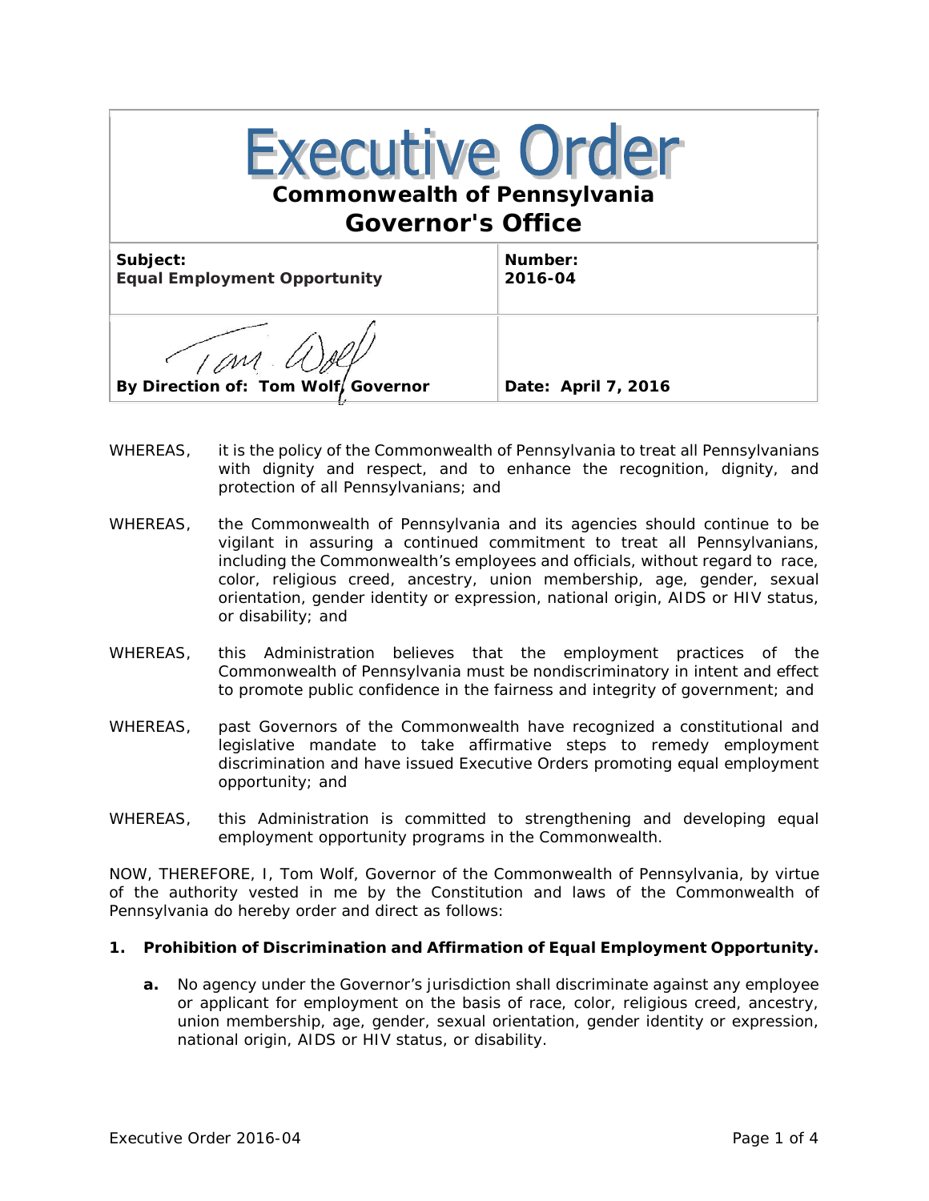# Executive Order

## Commonwealth of Pennsylvania

## Governor's Office

| **Subject:** **Equal Employment Opportunity** | **Number:** **2016-04** |
| --- | --- |
| **By Direction of: Tom Wolf, Governor** | **Date: April 7, 2016** |

WHEREAS, it is the policy of the Commonwealth of Pennsylvania to treat all Pennsylvanians with dignity and respect, and to enhance the recognition, dignity, and protection of all Pennsylvanians; and

WHEREAS, the Commonwealth of Pennsylvania and its agencies should continue to be vigilant in assuring a continued commitment to treat all Pennsylvanians, including the Commonwealth's employees and officials, without regard to race, color, religious creed, ancestry, union membership, age, gender, sexual orientation, gender identity or expression, national origin, AIDS or HIV status, or disability; and

WHEREAS, this Administration believes that the employment practices of the Commonwealth of Pennsylvania must be nondiscriminatory in intent and effect to promote public confidence in the fairness and integrity of government; and

WHEREAS, past Governors of the Commonwealth have recognized a constitutional and legislative mandate to take affirmative steps to remedy employment discrimination and have issued Executive Orders promoting equal employment opportunity; and

WHEREAS, this Administration is committed to strengthening and developing equal employment opportunity programs in the Commonwealth.

NOW, THEREFORE, I, Tom Wolf, Governor of the Commonwealth of Pennsylvania, by virtue of the authority vested in me by the Constitution and laws of the Commonwealth of Pennsylvania do hereby order and direct as follows:

**1. Prohibition of Discrimination and Affirmation of Equal Employment Opportunity.**

**a.** No agency under the Governor's jurisdiction shall discriminate against any employee or applicant for employment on the basis of race, color, religious creed, ancestry, union membership, age, gender, sexual orientation, gender identity or expression, national origin, AIDS or HIV status, or disability.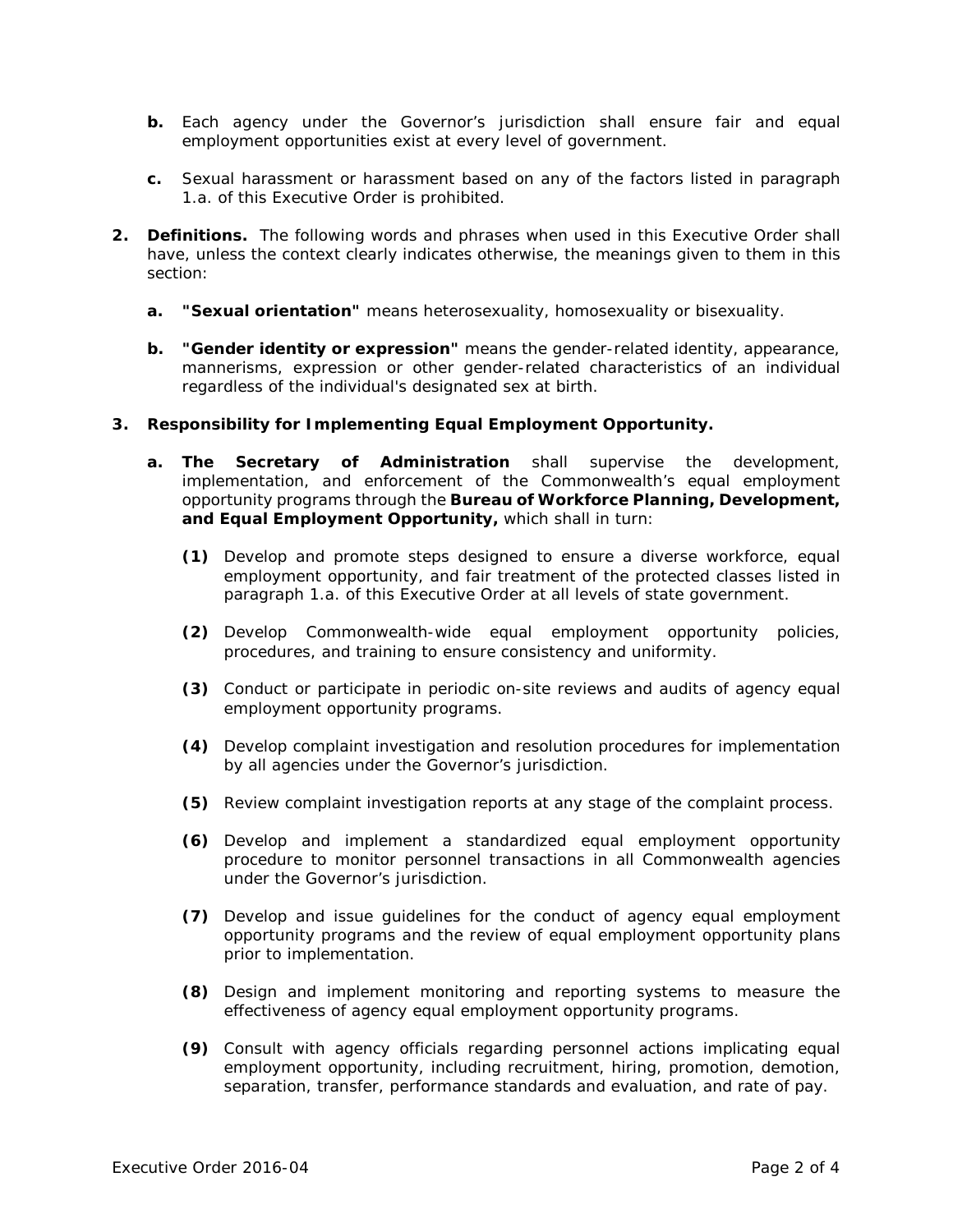**b.** Each agency under the Governor's jurisdiction shall ensure fair and equal employment opportunities exist at every level of government.

**c.** Sexual harassment or harassment based on any of the factors listed in paragraph 1.a. of this Executive Order is prohibited.

**2. Definitions.** The following words and phrases when used in this Executive Order shall have, unless the context clearly indicates otherwise, the meanings given to them in this section:

**a. "Sexual orientation"** means heterosexuality, homosexuality or bisexuality.

**b. "Gender identity or expression"** means the gender-related identity, appearance, mannerisms, expression or other gender-related characteristics of an individual regardless of the individual's designated sex at birth.

**3. Responsibility for Implementing Equal Employment Opportunity.**

**a. The Secretary of Administration** shall supervise the development, implementation, and enforcement of the Commonwealth's equal employment opportunity programs through the **Bureau of Workforce Planning, Development, and Equal Employment Opportunity,** which shall in turn:

**(1)** Develop and promote steps designed to ensure a diverse workforce, equal employment opportunity, and fair treatment of the protected classes listed in paragraph 1.a. of this Executive Order at all levels of state government.

**(2)** Develop Commonwealth-wide equal employment opportunity policies, procedures, and training to ensure consistency and uniformity.

**(3)** Conduct or participate in periodic on-site reviews and audits of agency equal employment opportunity programs.

**(4)** Develop complaint investigation and resolution procedures for implementation by all agencies under the Governor's jurisdiction.

**(5)** Review complaint investigation reports at any stage of the complaint process.

**(6)** Develop and implement a standardized equal employment opportunity procedure to monitor personnel transactions in all Commonwealth agencies under the Governor's jurisdiction.

**(7)** Develop and issue guidelines for the conduct of agency equal employment opportunity programs and the review of equal employment opportunity plans prior to implementation.

**(8)** Design and implement monitoring and reporting systems to measure the effectiveness of agency equal employment opportunity programs.

**(9)** Consult with agency officials regarding personnel actions implicating equal employment opportunity, including recruitment, hiring, promotion, demotion, separation, transfer, performance standards and evaluation, and rate of pay.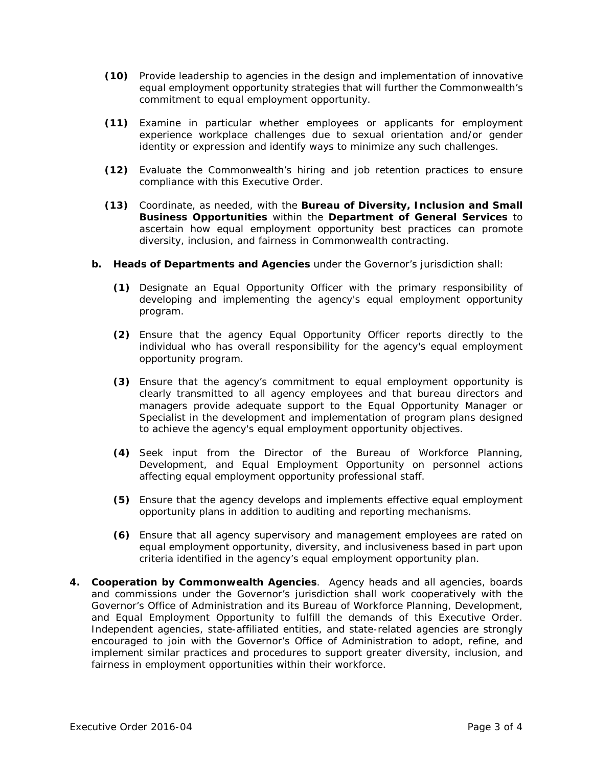**(10)** Provide leadership to agencies in the design and implementation of innovative equal employment opportunity strategies that will further the Commonwealth's commitment to equal employment opportunity.

**(11)** Examine in particular whether employees or applicants for employment experience workplace challenges due to sexual orientation and/or gender identity or expression and identify ways to minimize any such challenges.

**(12)** Evaluate the Commonwealth's hiring and job retention practices to ensure compliance with this Executive Order.

**(13)** Coordinate, as needed, with the **Bureau of Diversity, Inclusion and Small Business Opportunities** within the **Department of General Services** to ascertain how equal employment opportunity best practices can promote diversity, inclusion, and fairness in Commonwealth contracting.

**b. Heads of Departments and Agencies** under the Governor's jurisdiction shall:

**(1)** Designate an Equal Opportunity Officer with the primary responsibility of developing and implementing the agency's equal employment opportunity program.

**(2)** Ensure that the agency Equal Opportunity Officer reports directly to the individual who has overall responsibility for the agency's equal employment opportunity program.

**(3)** Ensure that the agency's commitment to equal employment opportunity is clearly transmitted to all agency employees and that bureau directors and managers provide adequate support to the Equal Opportunity Manager or Specialist in the development and implementation of program plans designed to achieve the agency's equal employment opportunity objectives.

**(4)** Seek input from the Director of the Bureau of Workforce Planning, Development, and Equal Employment Opportunity on personnel actions affecting equal employment opportunity professional staff.

**(5)** Ensure that the agency develops and implements effective equal employment opportunity plans in addition to auditing and reporting mechanisms.

**(6)** Ensure that all agency supervisory and management employees are rated on equal employment opportunity, diversity, and inclusiveness based in part upon criteria identified in the agency's equal employment opportunity plan.

**4. Cooperation by Commonwealth Agencies**. Agency heads and all agencies, boards and commissions under the Governor's jurisdiction shall work cooperatively with the Governor's Office of Administration and its Bureau of Workforce Planning, Development, and Equal Employment Opportunity to fulfill the demands of this Executive Order. Independent agencies, state-affiliated entities, and state-related agencies are strongly encouraged to join with the Governor's Office of Administration to adopt, refine, and implement similar practices and procedures to support greater diversity, inclusion, and fairness in employment opportunities within their workforce.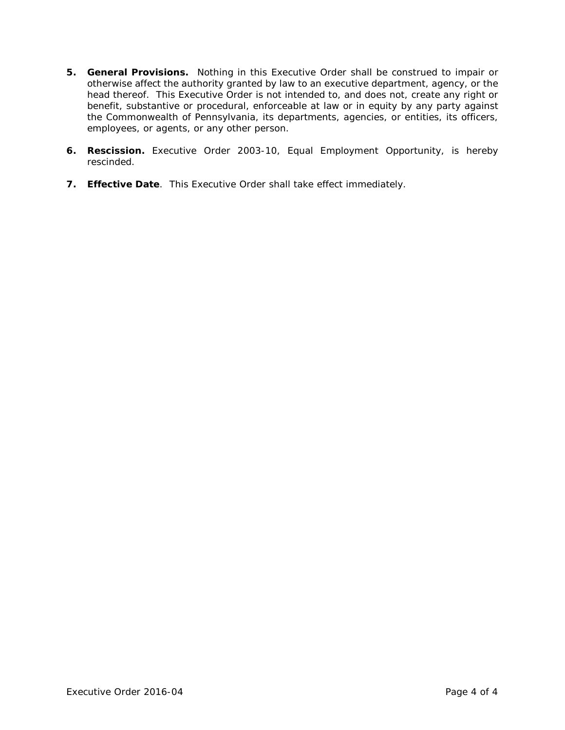5. **General Provisions.** Nothing in this Executive Order shall be construed to impair or otherwise affect the authority granted by law to an executive department, agency, or the head thereof. This Executive Order is not intended to, and does not, create any right or benefit, substantive or procedural, enforceable at law or in equity by any party against the Commonwealth of Pennsylvania, its departments, agencies, or entities, its officers, employees, or agents, or any other person.

6. **Rescission.** Executive Order 2003-10, Equal Employment Opportunity, is hereby rescinded.

7. **Effective Date**. This Executive Order shall take effect immediately.